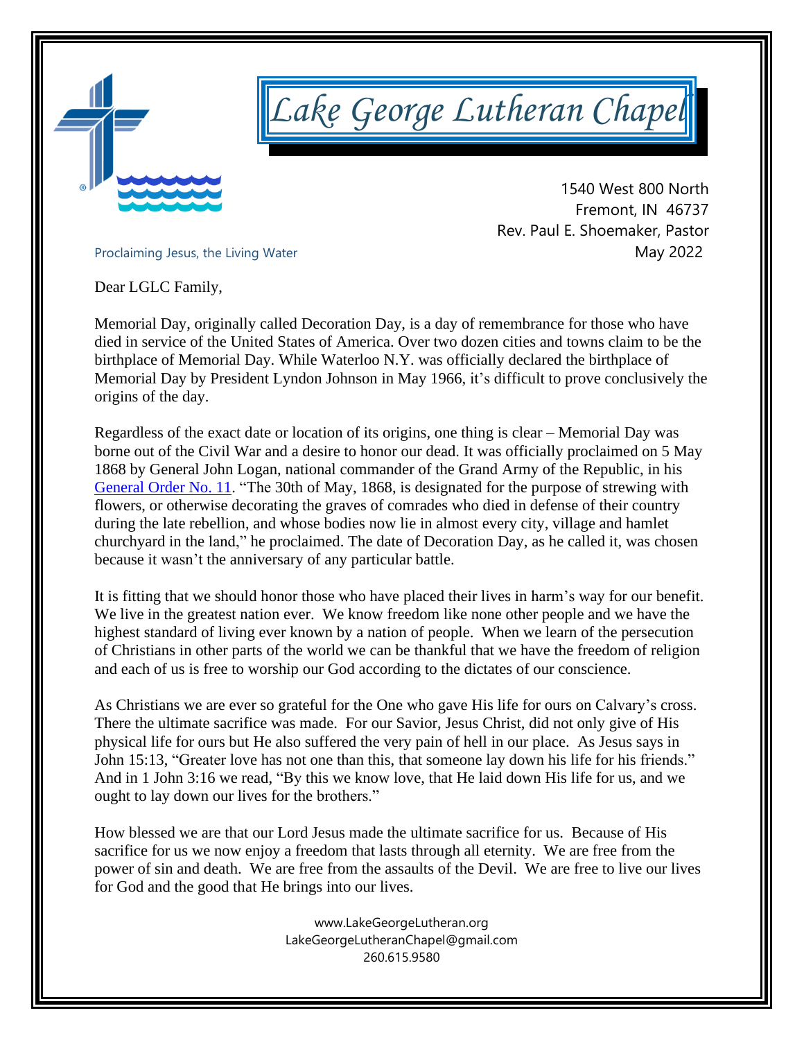# Lake George Lutheran Chapel

1540 West 800 North
Fremont, IN 46737
Rev. Paul E. Shoemaker, Pastor

Proclaiming Jesus, the Living Water

May 2022

Dear LGLC Family,

Memorial Day, originally called Decoration Day, is a day of remembrance for those who have died in service of the United States of America. Over two dozen cities and towns claim to be the birthplace of Memorial Day. While Waterloo N.Y. was officially declared the birthplace of Memorial Day by President Lyndon Johnson in May 1966, it's difficult to prove conclusively the origins of the day.

Regardless of the exact date or location of its origins, one thing is clear – Memorial Day was borne out of the Civil War and a desire to honor our dead. It was officially proclaimed on 5 May 1868 by General John Logan, national commander of the Grand Army of the Republic, in his General Order No. 11. "The 30th of May, 1868, is designated for the purpose of strewing with flowers, or otherwise decorating the graves of comrades who died in defense of their country during the late rebellion, and whose bodies now lie in almost every city, village and hamlet churchyard in the land," he proclaimed. The date of Decoration Day, as he called it, was chosen because it wasn't the anniversary of any particular battle.

It is fitting that we should honor those who have placed their lives in harm's way for our benefit. We live in the greatest nation ever. We know freedom like none other people and we have the highest standard of living ever known by a nation of people. When we learn of the persecution of Christians in other parts of the world we can be thankful that we have the freedom of religion and each of us is free to worship our God according to the dictates of our conscience.

As Christians we are ever so grateful for the One who gave His life for ours on Calvary's cross. There the ultimate sacrifice was made. For our Savior, Jesus Christ, did not only give of His physical life for ours but He also suffered the very pain of hell in our place. As Jesus says in John 15:13, "Greater love has not one than this, that someone lay down his life for his friends." And in 1 John 3:16 we read, "By this we know love, that He laid down His life for us, and we ought to lay down our lives for the brothers."

How blessed we are that our Lord Jesus made the ultimate sacrifice for us. Because of His sacrifice for us we now enjoy a freedom that lasts through all eternity. We are free from the power of sin and death. We are free from the assaults of the Devil. We are free to live our lives for God and the good that He brings into our lives.

www.LakeGeorgeLutheran.org
LakeGeorgeLutheranChapel@gmail.com
260.615.9580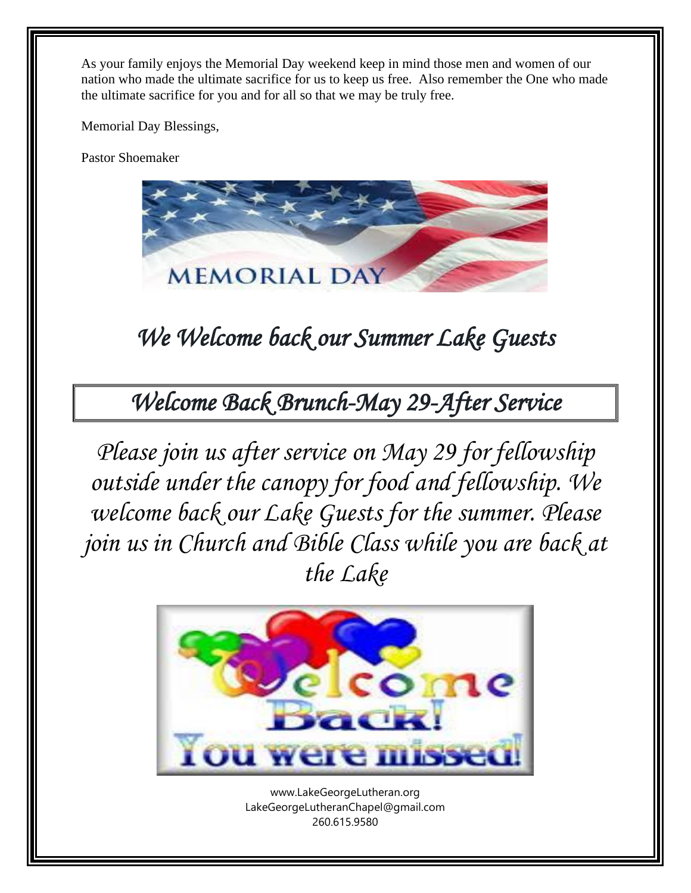As your family enjoys the Memorial Day weekend keep in mind those men and women of our nation who made the ultimate sacrifice for us to keep us free. Also remember the One who made the ultimate sacrifice for you and for all so that we may be truly free.

Memorial Day Blessings,

Pastor Shoemaker

## *We Welcome back our Summer Lake Guests*

## *Welcome Back Brunch-May 29-After Service*

*Please join us after service on May 29 for fellowship outside under the canopy for food and fellowship. We welcome back our Lake Guests for the summer. Please join us in Church and Bible Class while you are back at the Lake*

www.LakeGeorgeLutheran.org
LakeGeorgeLutheranChapel@gmail.com
260.615.9580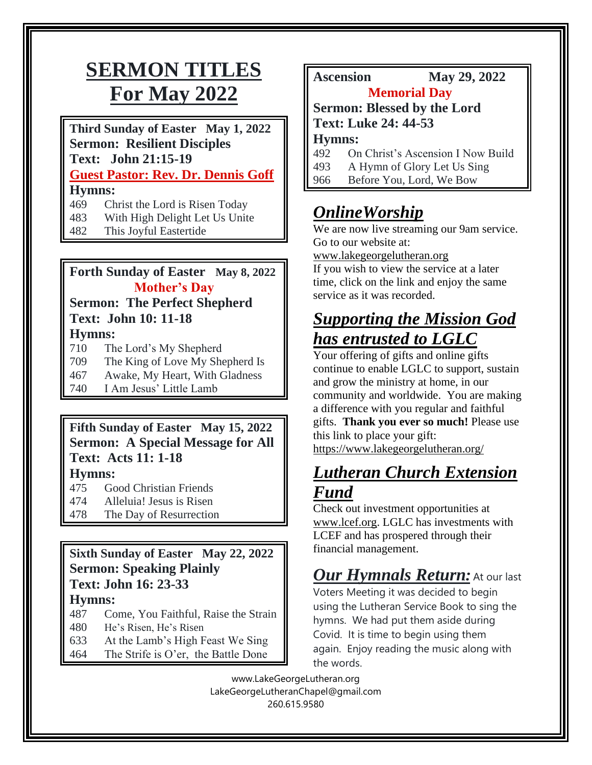# SERMON TITLES For May 2022

**Third Sunday of Easter May 1, 2022**
**Sermon: Resilient Disciples**
**Text: John 21:15-19**
**Guest Pastor: Rev. Dr. Dennis Goff**
**Hymns:**
469 Christ the Lord is Risen Today
483 With High Delight Let Us Unite
482 This Joyful Eastertide

**Forth Sunday of Easter May 8, 2022**
**Mother's Day**
**Sermon: The Perfect Shepherd**
**Text: John 10: 11-18**
**Hymns:**
710 The Lord's My Shepherd
709 The King of Love My Shepherd Is
467 Awake, My Heart, With Gladness
740 I Am Jesus' Little Lamb

**Fifth Sunday of Easter May 15, 2022**
**Sermon: A Special Message for All**
**Text: Acts 11: 1-18**
**Hymns:**
475 Good Christian Friends
474 Alleluia! Jesus is Risen
478 The Day of Resurrection

**Sixth Sunday of Easter May 22, 2022**
**Sermon: Speaking Plainly**
**Text: John 16: 23-33**
**Hymns:**
487 Come, You Faithful, Raise the Strain
480 He's Risen, He's Risen
633 At the Lamb's High Feast We Sing
464 The Strife is O'er, the Battle Done

**Ascension May 29, 2022**
**Memorial Day**
**Sermon: Blessed by the Lord**
**Text: Luke 24: 44-53**
**Hymns:**
492 On Christ's Ascension I Now Build
493 A Hymn of Glory Let Us Sing
966 Before You, Lord, We Bow

## *OnlineWorship*

We are now live streaming our 9am service. Go to our website at: www.lakegeorgelutheran.org
If you wish to view the service at a later time, click on the link and enjoy the same service as it was recorded.

## *Supporting the Mission God has entrusted to LGLC*

Your offering of gifts and online gifts continue to enable LGLC to support, sustain and grow the ministry at home, in our community and worldwide. You are making a difference with you regular and faithful gifts. **Thank you ever so much!** Please use this link to place your gift: https://www.lakegeorgelutheran.org/

## *Lutheran Church Extension Fund*

Check out investment opportunities at www.lcef.org. LGLC has investments with LCEF and has prospered through their financial management.

***Our Hymnals Return:*** At our last Voters Meeting it was decided to begin using the Lutheran Service Book to sing the hymns. We had put them aside during Covid. It is time to begin using them again. Enjoy reading the music along with the words.

www.LakeGeorgeLutheran.org
LakeGeorgeLutheranChapel@gmail.com
260.615.9580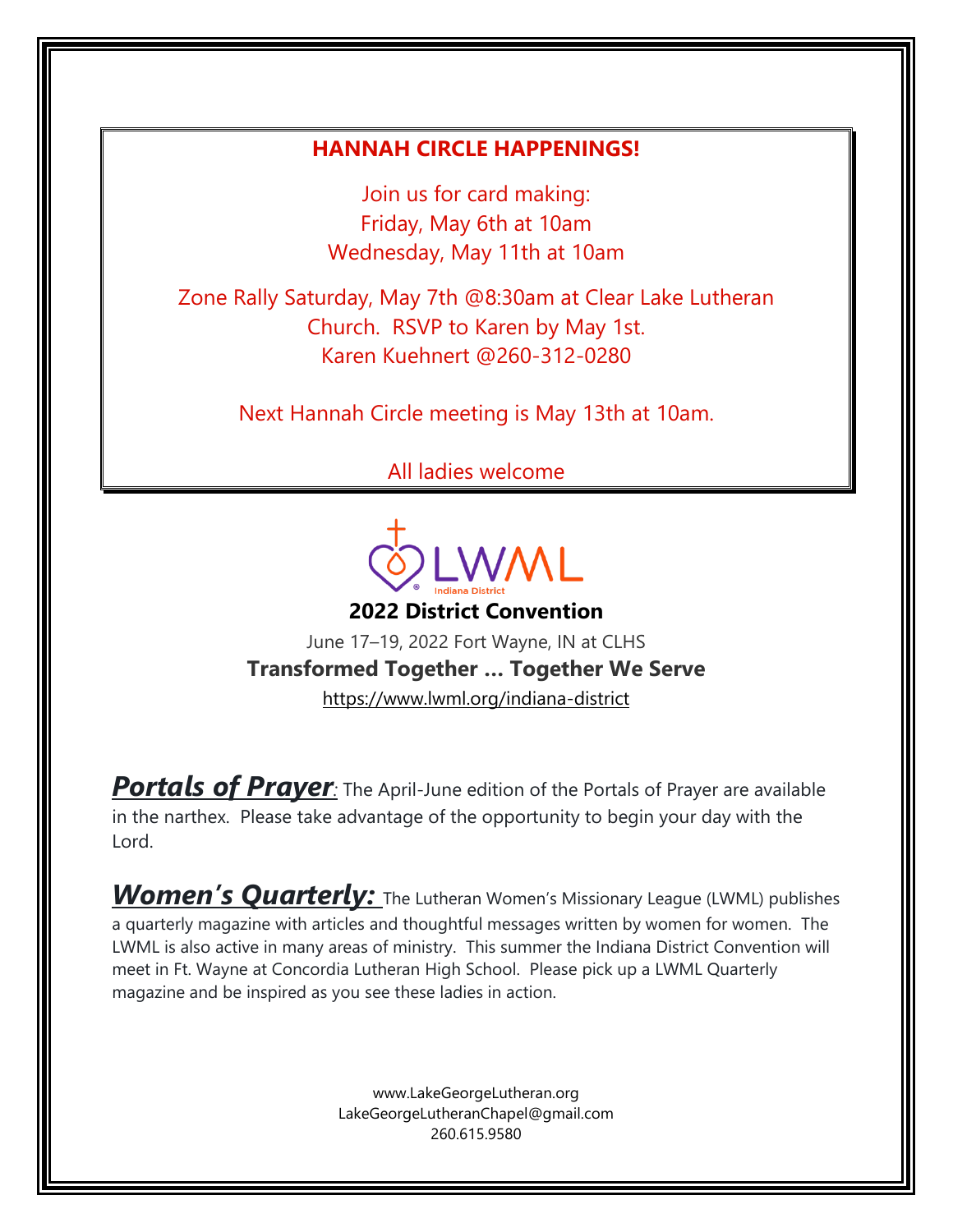## HANNAH CIRCLE HAPPENINGS!

Join us for card making:
Friday, May 6th at 10am
Wednesday, May 11th at 10am

Zone Rally Saturday, May 7th @8:30am at Clear Lake Lutheran Church. RSVP to Karen by May 1st.
Karen Kuehnert @260-312-0280

Next Hannah Circle meeting is May 13th at 10am.

All ladies welcome

LWML Indiana District

**2022 District Convention**

June 17–19, 2022 Fort Wayne, IN at CLHS

**Transformed Together … Together We Serve**

https://www.lwml.org/indiana-district

***Portals of Prayer***: The April-June edition of the Portals of Prayer are available in the narthex. Please take advantage of the opportunity to begin your day with the Lord.

***Women's Quarterly:*** The Lutheran Women's Missionary League (LWML) publishes a quarterly magazine with articles and thoughtful messages written by women for women. The LWML is also active in many areas of ministry. This summer the Indiana District Convention will meet in Ft. Wayne at Concordia Lutheran High School. Please pick up a LWML Quarterly magazine and be inspired as you see these ladies in action.

www.LakeGeorgeLutheran.org
LakeGeorgeLutheranChapel@gmail.com
260.615.9580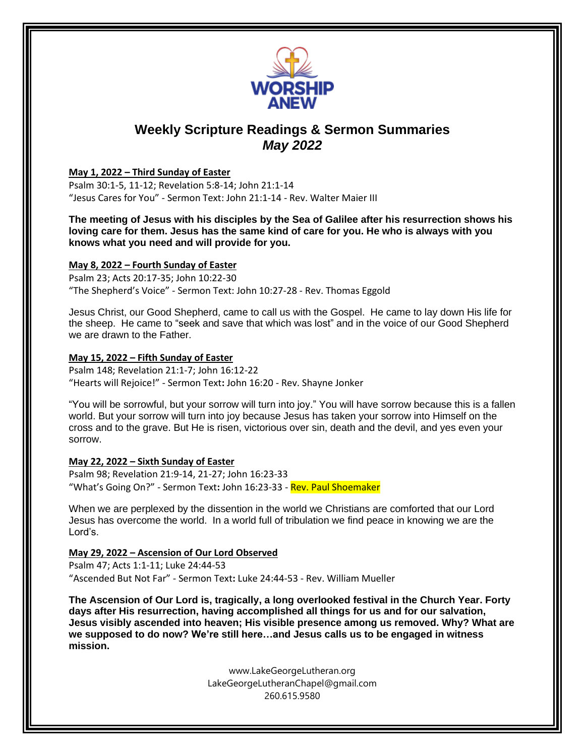WORSHIP ANEW

# Weekly Scripture Readings & Sermon Summaries
## *May 2022*

**May 1, 2022 – Third Sunday of Easter**
Psalm 30:1-5, 11-12; Revelation 5:8-14; John 21:1-14
"Jesus Cares for You" - Sermon Text: John 21:1-14 - Rev. Walter Maier III

**The meeting of Jesus with his disciples by the Sea of Galilee after his resurrection shows his loving care for them. Jesus has the same kind of care for you. He who is always with you knows what you need and will provide for you.**

**May 8, 2022 – Fourth Sunday of Easter**
Psalm 23; Acts 20:17-35; John 10:22-30
"The Shepherd's Voice" - Sermon Text: John 10:27-28 - Rev. Thomas Eggold

Jesus Christ, our Good Shepherd, came to call us with the Gospel. He came to lay down His life for the sheep. He came to "seek and save that which was lost" and in the voice of our Good Shepherd we are drawn to the Father.

**May 15, 2022 – Fifth Sunday of Easter**
Psalm 148; Revelation 21:1-7; John 16:12-22
"Hearts will Rejoice!" - Sermon Text**:** John 16:20 - Rev. Shayne Jonker

"You will be sorrowful, but your sorrow will turn into joy." You will have sorrow because this is a fallen world. But your sorrow will turn into joy because Jesus has taken your sorrow into Himself on the cross and to the grave. But He is risen, victorious over sin, death and the devil, and yes even your sorrow.

**May 22, 2022 – Sixth Sunday of Easter**
Psalm 98; Revelation 21:9-14, 21-27; John 16:23-33
"What's Going On?" - Sermon Text**:** John 16:23-33 - Rev. Paul Shoemaker

When we are perplexed by the dissention in the world we Christians are comforted that our Lord Jesus has overcome the world. In a world full of tribulation we find peace in knowing we are the Lord's.

**May 29, 2022 – Ascension of Our Lord Observed**
Psalm 47; Acts 1:1-11; Luke 24:44-53
"Ascended But Not Far" - Sermon Text**:** Luke 24:44-53 - Rev. William Mueller

**The Ascension of Our Lord is, tragically, a long overlooked festival in the Church Year. Forty days after His resurrection, having accomplished all things for us and for our salvation, Jesus visibly ascended into heaven; His visible presence among us removed. Why? What are we supposed to do now? We're still here…and Jesus calls us to be engaged in witness mission.**

www.LakeGeorgeLutheran.org
LakeGeorgeLutheranChapel@gmail.com
260.615.9580